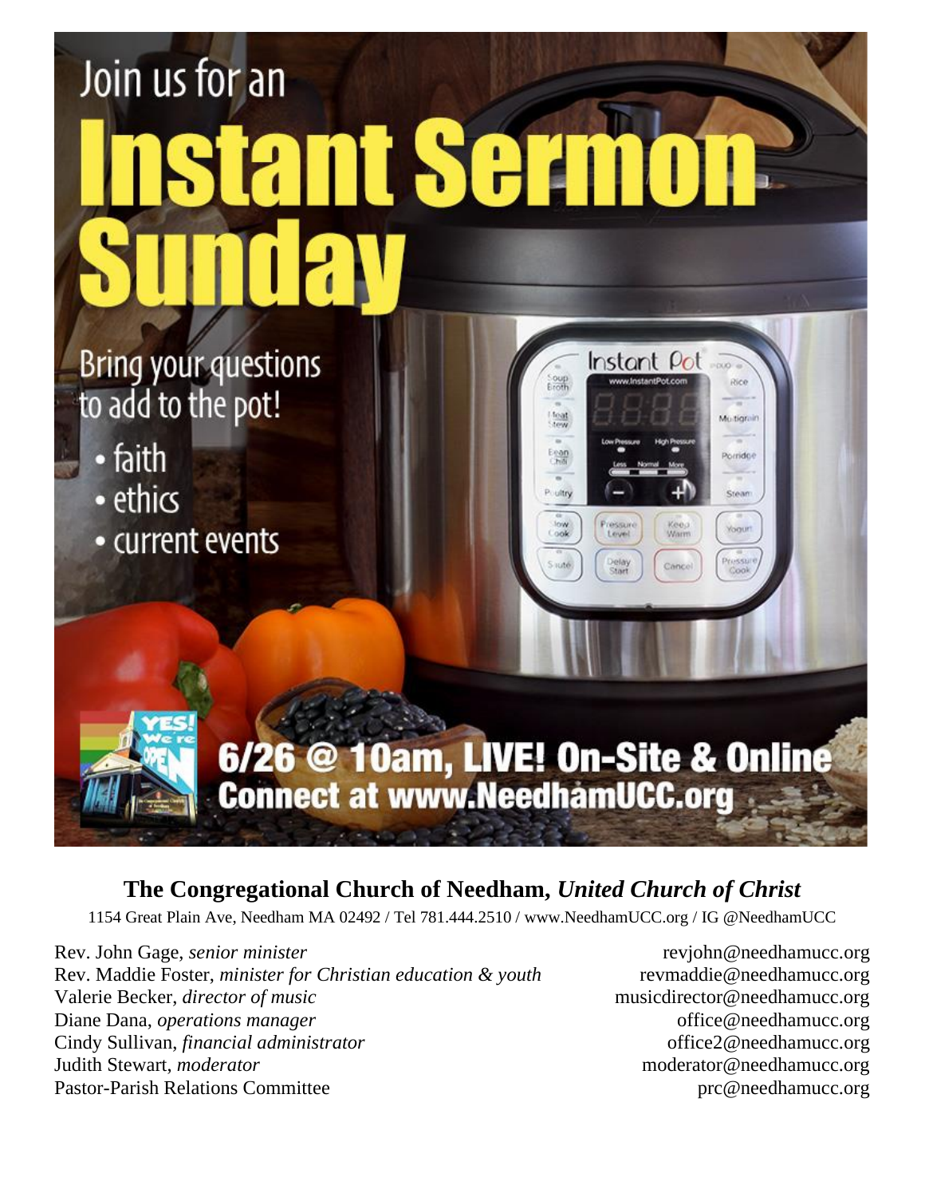# Join us for an Instant Sermon Sunday

Bring your questions to add to the pot!

- faith
- ethics
- current events

YES! We're OPEN

**6/26 @ 10am, LIVE! On-Site & Online**
**Connect at www.NeedhamUCC.org**

## The Congregational Church of Needham, *United Church of Christ*

1154 Great Plain Ave, Needham MA 02492 / Tel 781.444.2510 / www.NeedhamUCC.org / IG @NeedhamUCC

| | |
|---|---|
| Rev. John Gage, *senior minister* | revjohn@needhamucc.org |
| Rev. Maddie Foster, *minister for Christian education & youth* | revmaddie@needhamucc.org |
| Valerie Becker, *director of music* | musicdirector@needhamucc.org |
| Diane Dana, *operations manager* | office@needhamucc.org |
| Cindy Sullivan, *financial administrator* | office2@needhamucc.org |
| Judith Stewart, *moderator* | moderator@needhamucc.org |
| Pastor-Parish Relations Committee | prc@needhamucc.org |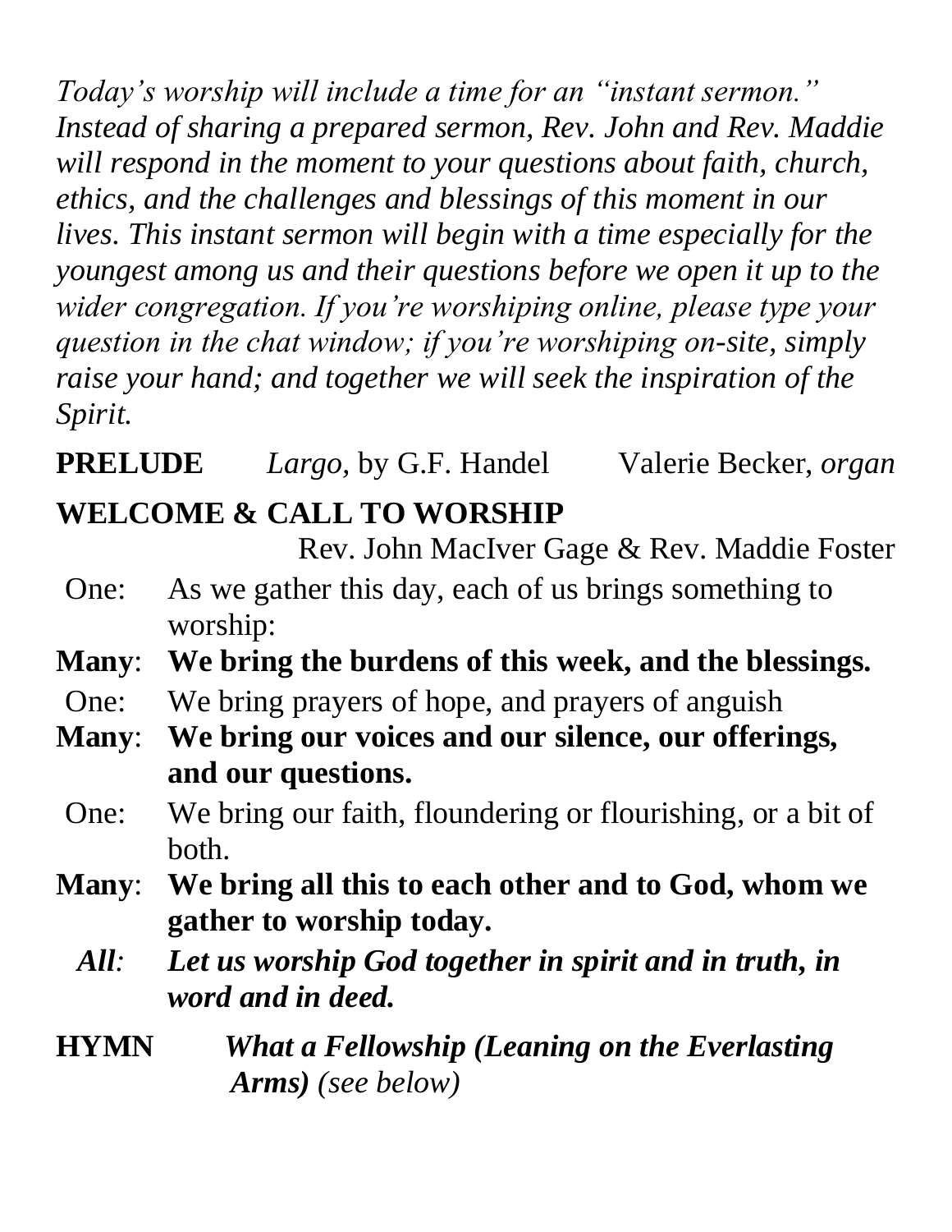*Today's worship will include a time for an "instant sermon." Instead of sharing a prepared sermon, Rev. John and Rev. Maddie will respond in the moment to your questions about faith, church, ethics, and the challenges and blessings of this moment in our lives. This instant sermon will begin with a time especially for the youngest among us and their questions before we open it up to the wider congregation. If you're worshiping online, please type your question in the chat window; if you're worshiping on-site, simply raise your hand; and together we will seek the inspiration of the Spirit.*

**PRELUDE** *Largo*, by G.F. Handel Valerie Becker, *organ*

**WELCOME & CALL TO WORSHIP**

Rev. John MacIver Gage & Rev. Maddie Foster

One: As we gather this day, each of us brings something to worship:

**Many**: **We bring the burdens of this week, and the blessings.**

One: We bring prayers of hope, and prayers of anguish

**Many**: **We bring our voices and our silence, our offerings, and our questions.**

One: We bring our faith, floundering or flourishing, or a bit of both.

**Many**: **We bring all this to each other and to God, whom we gather to worship today.**

***All**: **Let us worship God together in spirit and in truth, in word and in deed.***

**HYMN** ***What a Fellowship (Leaning on the Everlasting Arms)*** *(see below)*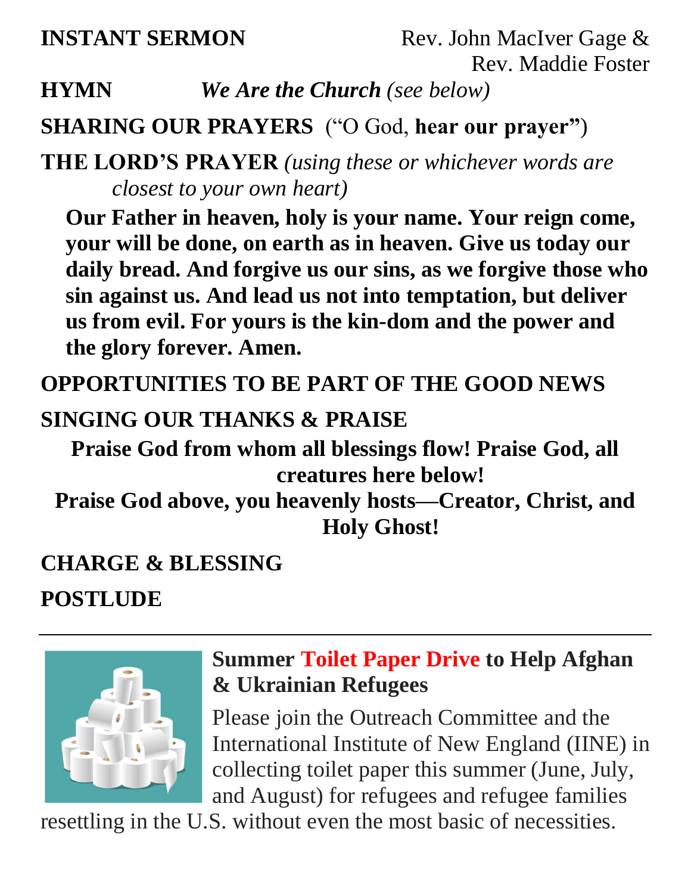**INSTANT SERMON** Rev. John MacIver Gage & Rev. Maddie Foster

**HYMN** ***We Are the Church*** *(see below)*

**SHARING OUR PRAYERS** ("O God, **hear our prayer"**)

**THE LORD'S PRAYER** *(using these or whichever words are closest to your own heart)*

**Our Father in heaven, holy is your name. Your reign come, your will be done, on earth as in heaven. Give us today our daily bread. And forgive us our sins, as we forgive those who sin against us. And lead us not into temptation, but deliver us from evil. For yours is the kin-dom and the power and the glory forever. Amen.**

**OPPORTUNITIES TO BE PART OF THE GOOD NEWS**

**SINGING OUR THANKS & PRAISE**

**Praise God from whom all blessings flow! Praise God, all creatures here below!**
**Praise God above, you heavenly hosts—Creator, Christ, and Holy Ghost!**

**CHARGE & BLESSING**

**POSTLUDE**

---

## Summer Toilet Paper Drive to Help Afghan & Ukrainian Refugees

Please join the Outreach Committee and the International Institute of New England (IINE) in collecting toilet paper this summer (June, July, and August) for refugees and refugee families resettling in the U.S. without even the most basic of necessities.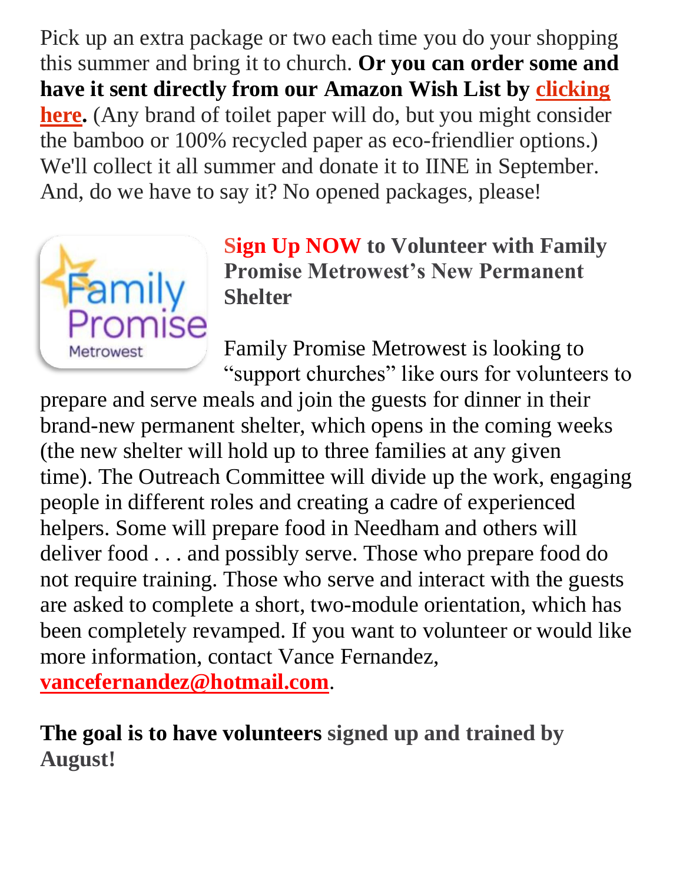Pick up an extra package or two each time you do your shopping this summer and bring it to church. **Or you can order some and have it sent directly from our Amazon Wish List by clicking here.** (Any brand of toilet paper will do, but you might consider the bamboo or 100% recycled paper as eco-friendlier options.) We'll collect it all summer and donate it to IINE in September. And, do we have to say it? No opened packages, please!

**Sign Up NOW to Volunteer with Family Promise Metrowest's New Permanent Shelter**

Family Promise Metrowest is looking to "support churches" like ours for volunteers to prepare and serve meals and join the guests for dinner in their brand-new permanent shelter, which opens in the coming weeks (the new shelter will hold up to three families at any given time). The Outreach Committee will divide up the work, engaging people in different roles and creating a cadre of experienced helpers. Some will prepare food in Needham and others will deliver food . . . and possibly serve. Those who prepare food do not require training. Those who serve and interact with the guests are asked to complete a short, two-module orientation, which has been completely revamped. If you want to volunteer or would like more information, contact Vance Fernandez, **vancefernandez@hotmail.com**.

**The goal is to have volunteers signed up and trained by August!**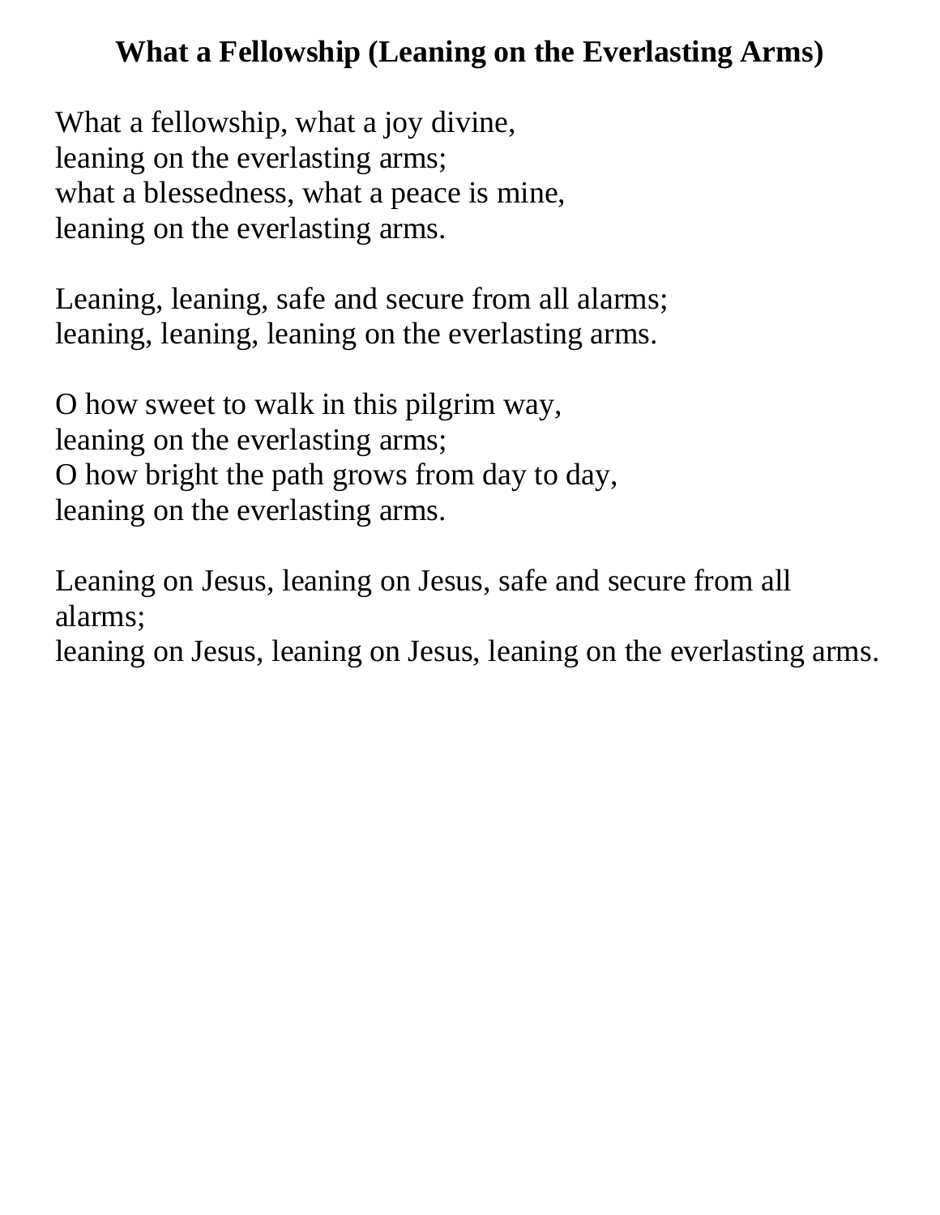**What a Fellowship (Leaning on the Everlasting Arms)**

What a fellowship, what a joy divine,
leaning on the everlasting arms;
what a blessedness, what a peace is mine,
leaning on the everlasting arms.

Leaning, leaning, safe and secure from all alarms;
leaning, leaning, leaning on the everlasting arms.

O how sweet to walk in this pilgrim way,
leaning on the everlasting arms;
O how bright the path grows from day to day,
leaning on the everlasting arms.

Leaning on Jesus, leaning on Jesus, safe and secure from all alarms;
leaning on Jesus, leaning on Jesus, leaning on the everlasting arms.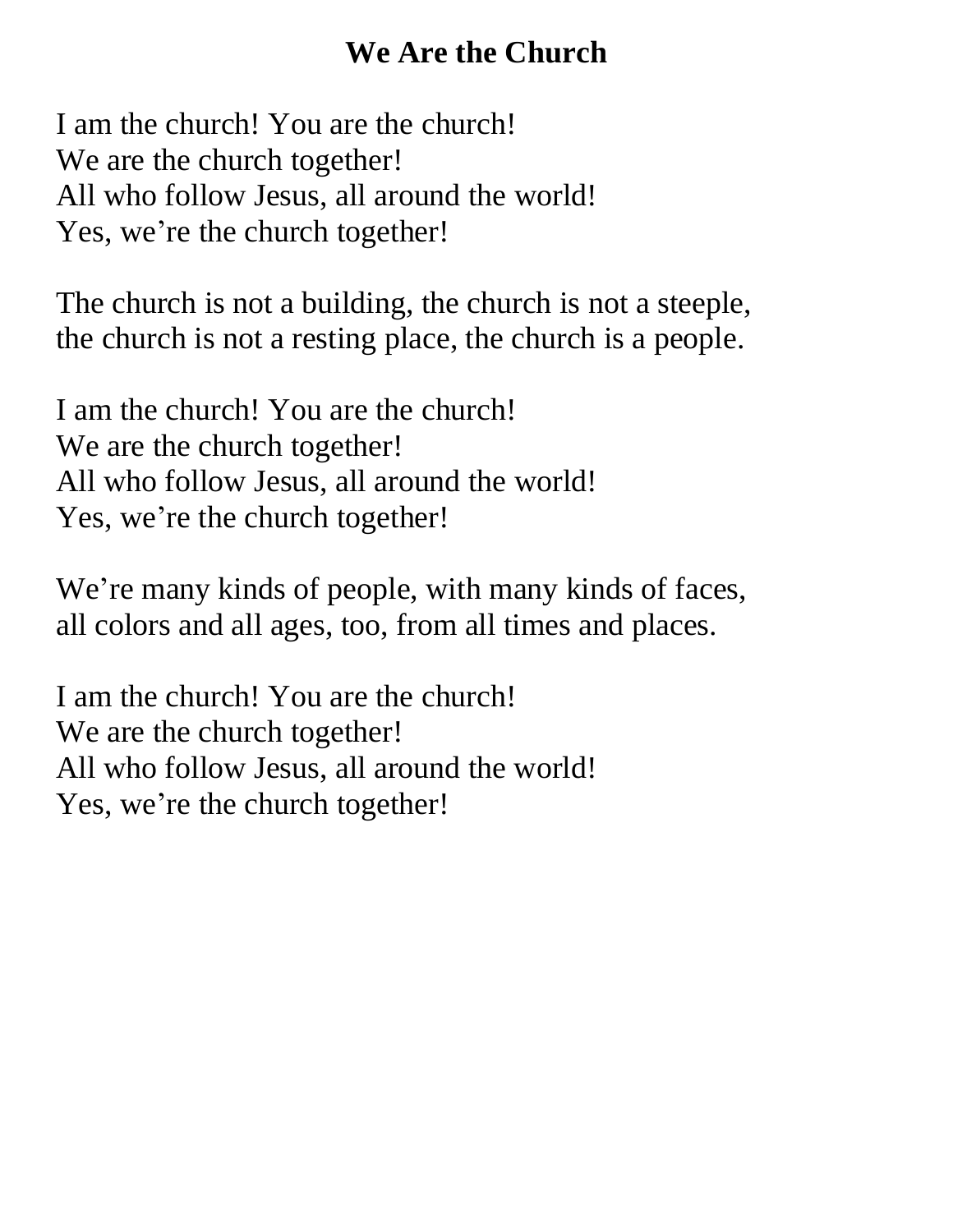# We Are the Church

I am the church! You are the church!
We are the church together!
All who follow Jesus, all around the world!
Yes, we're the church together!

The church is not a building, the church is not a steeple,
the church is not a resting place, the church is a people.

I am the church! You are the church!
We are the church together!
All who follow Jesus, all around the world!
Yes, we're the church together!

We're many kinds of people, with many kinds of faces,
all colors and all ages, too, from all times and places.

I am the church! You are the church!
We are the church together!
All who follow Jesus, all around the world!
Yes, we're the church together!